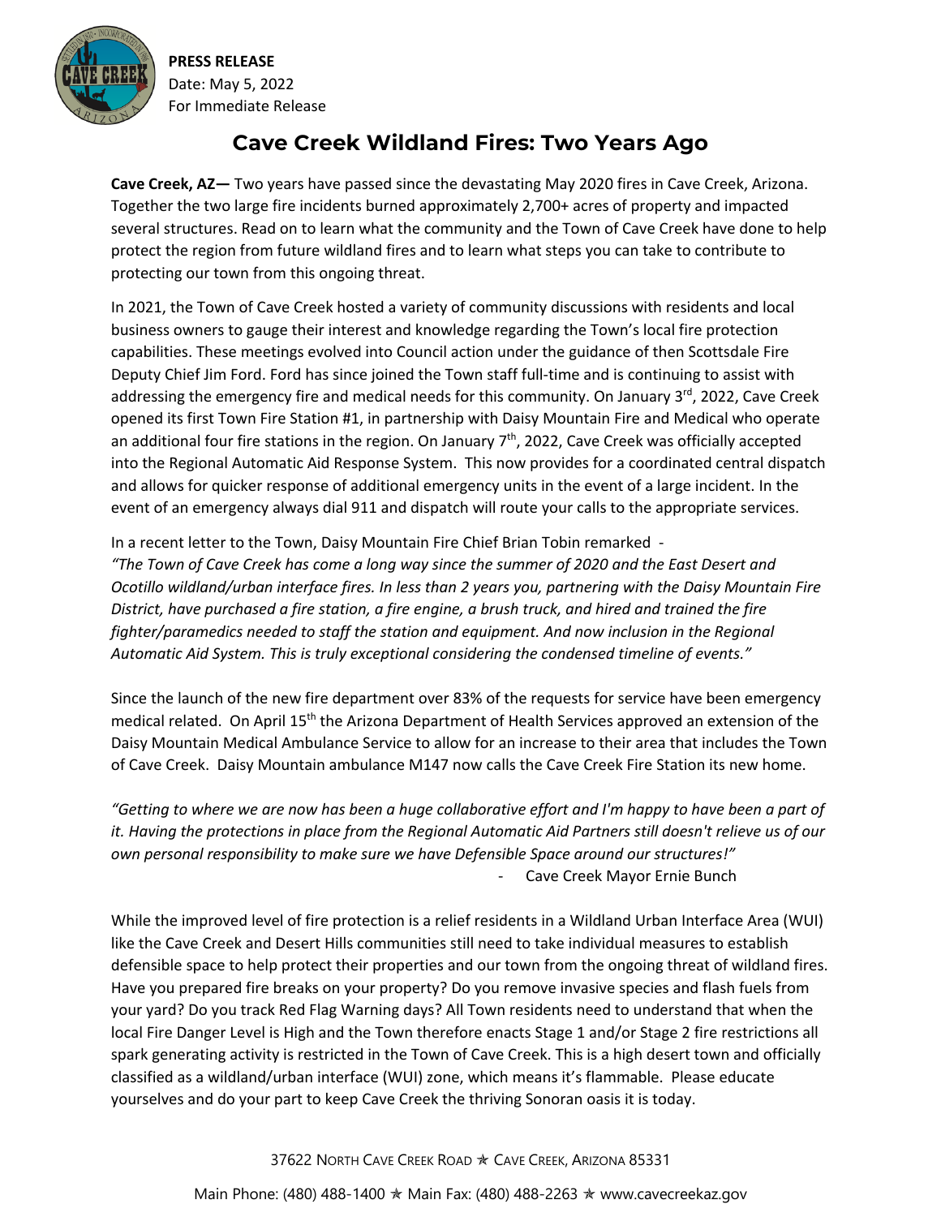**PRESS RELEASE**
Date: May 5, 2022
For Immediate Release

# Cave Creek Wildland Fires: Two Years Ago

**Cave Creek, AZ—** Two years have passed since the devastating May 2020 fires in Cave Creek, Arizona. Together the two large fire incidents burned approximately 2,700+ acres of property and impacted several structures. Read on to learn what the community and the Town of Cave Creek have done to help protect the region from future wildland fires and to learn what steps you can take to contribute to protecting our town from this ongoing threat.

In 2021, the Town of Cave Creek hosted a variety of community discussions with residents and local business owners to gauge their interest and knowledge regarding the Town's local fire protection capabilities. These meetings evolved into Council action under the guidance of then Scottsdale Fire Deputy Chief Jim Ford. Ford has since joined the Town staff full-time and is continuing to assist with addressing the emergency fire and medical needs for this community. On January 3rd, 2022, Cave Creek opened its first Town Fire Station #1, in partnership with Daisy Mountain Fire and Medical who operate an additional four fire stations in the region. On January 7th, 2022, Cave Creek was officially accepted into the Regional Automatic Aid Response System. This now provides for a coordinated central dispatch and allows for quicker response of additional emergency units in the event of a large incident. In the event of an emergency always dial 911 and dispatch will route your calls to the appropriate services.

In a recent letter to the Town, Daisy Mountain Fire Chief Brian Tobin remarked -
*"The Town of Cave Creek has come a long way since the summer of 2020 and the East Desert and Ocotillo wildland/urban interface fires. In less than 2 years you, partnering with the Daisy Mountain Fire District, have purchased a fire station, a fire engine, a brush truck, and hired and trained the fire fighter/paramedics needed to staff the station and equipment. And now inclusion in the Regional Automatic Aid System. This is truly exceptional considering the condensed timeline of events."*

Since the launch of the new fire department over 83% of the requests for service have been emergency medical related. On April 15th the Arizona Department of Health Services approved an extension of the Daisy Mountain Medical Ambulance Service to allow for an increase to their area that includes the Town of Cave Creek. Daisy Mountain ambulance M147 now calls the Cave Creek Fire Station its new home.

*"Getting to where we are now has been a huge collaborative effort and I'm happy to have been a part of it. Having the protections in place from the Regional Automatic Aid Partners still doesn't relieve us of our own personal responsibility to make sure we have Defensible Space around our structures!"*

\- Cave Creek Mayor Ernie Bunch

While the improved level of fire protection is a relief residents in a Wildland Urban Interface Area (WUI) like the Cave Creek and Desert Hills communities still need to take individual measures to establish defensible space to help protect their properties and our town from the ongoing threat of wildland fires. Have you prepared fire breaks on your property? Do you remove invasive species and flash fuels from your yard? Do you track Red Flag Warning days? All Town residents need to understand that when the local Fire Danger Level is High and the Town therefore enacts Stage 1 and/or Stage 2 fire restrictions all spark generating activity is restricted in the Town of Cave Creek. This is a high desert town and officially classified as a wildland/urban interface (WUI) zone, which means it's flammable. Please educate yourselves and do your part to keep Cave Creek the thriving Sonoran oasis it is today.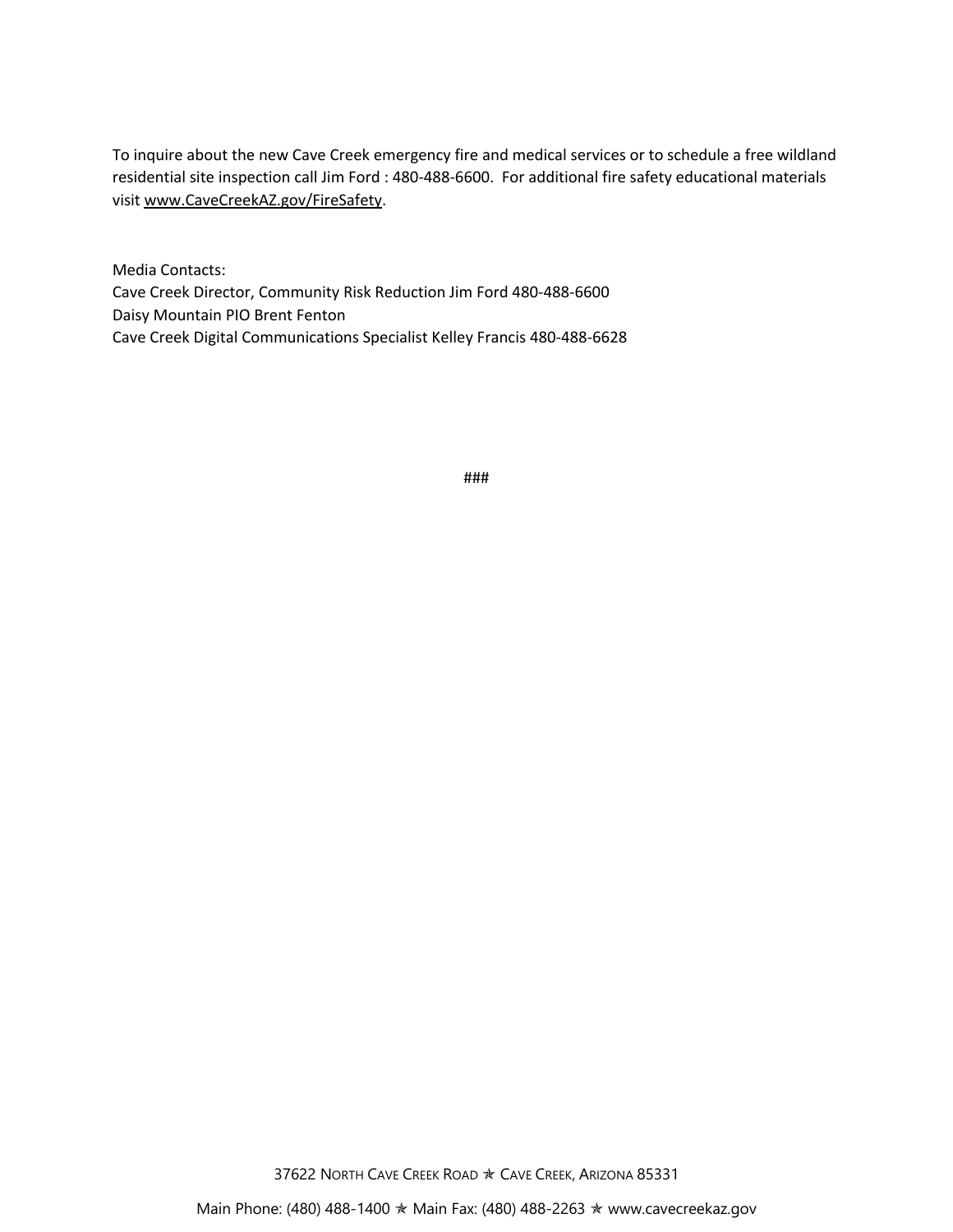To inquire about the new Cave Creek emergency fire and medical services or to schedule a free wildland residential site inspection call Jim Ford : 480-488-6600. For additional fire safety educational materials visit www.CaveCreekAZ.gov/FireSafety.

Media Contacts:
Cave Creek Director, Community Risk Reduction Jim Ford 480-488-6600
Daisy Mountain PIO Brent Fenton
Cave Creek Digital Communications Specialist Kelley Francis 480-488-6628

###